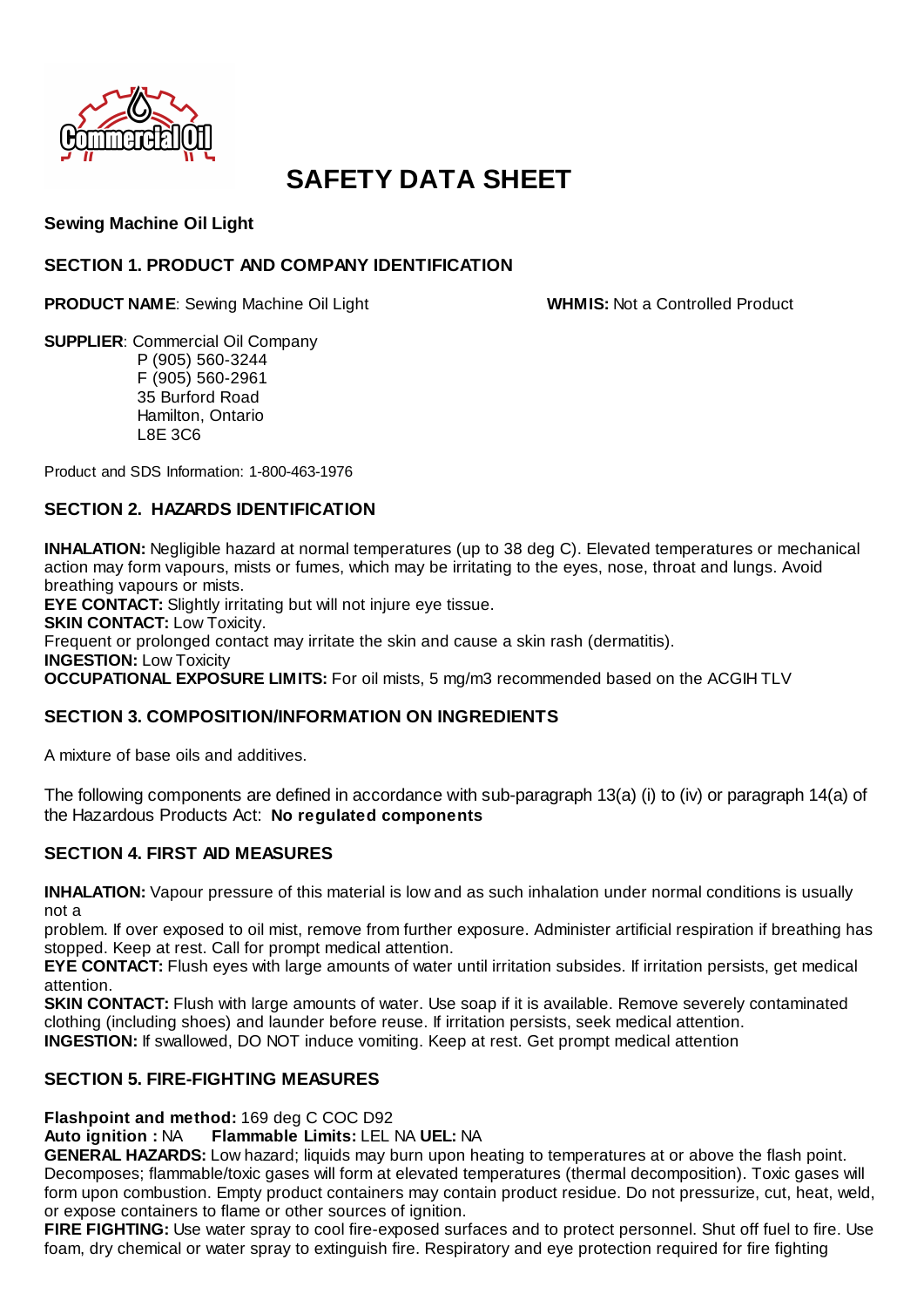# SAFETY DATA SHEET

**Sewing Machine Oil Light**

## SECTION 1. PRODUCT AND COMPANY IDENTIFICATION

**PRODUCT NAME**: Sewing Machine Oil Light **WHMIS:** Not a Controlled Product

**SUPPLIER**: Commercial Oil Company
P (905) 560-3244
F (905) 560-2961
35 Burford Road
Hamilton, Ontario
L8E 3C6

Product and SDS Information: 1-800-463-1976

## SECTION 2. HAZARDS IDENTIFICATION

**INHALATION:** Negligible hazard at normal temperatures (up to 38 deg C). Elevated temperatures or mechanical action may form vapours, mists or fumes, which may be irritating to the eyes, nose, throat and lungs. Avoid breathing vapours or mists.
**EYE CONTACT:** Slightly irritating but will not injure eye tissue.
**SKIN CONTACT:** Low Toxicity.
Frequent or prolonged contact may irritate the skin and cause a skin rash (dermatitis).
**INGESTION:** Low Toxicity
**OCCUPATIONAL EXPOSURE LIMITS:** For oil mists, 5 mg/m3 recommended based on the ACGIH TLV

## SECTION 3. COMPOSITION/INFORMATION ON INGREDIENTS

A mixture of base oils and additives.

The following components are defined in accordance with sub-paragraph 13(a) (i) to (iv) or paragraph 14(a) of the Hazardous Products Act: **No regulated components**

## SECTION 4. FIRST AID MEASURES

**INHALATION:** Vapour pressure of this material is low and as such inhalation under normal conditions is usually not a
problem. If over exposed to oil mist, remove from further exposure. Administer artificial respiration if breathing has stopped. Keep at rest. Call for prompt medical attention.
**EYE CONTACT:** Flush eyes with large amounts of water until irritation subsides. If irritation persists, get medical attention.
**SKIN CONTACT:** Flush with large amounts of water. Use soap if it is available. Remove severely contaminated clothing (including shoes) and launder before reuse. If irritation persists, seek medical attention.
**INGESTION:** If swallowed, DO NOT induce vomiting. Keep at rest. Get prompt medical attention

## SECTION 5. FIRE-FIGHTING MEASURES

**Flashpoint and method:** 169 deg C COC D92
**Auto ignition :** NA **Flammable Limits:** LEL NA **UEL:** NA
**GENERAL HAZARDS:** Low hazard; liquids may burn upon heating to temperatures at or above the flash point. Decomposes; flammable/toxic gases will form at elevated temperatures (thermal decomposition). Toxic gases will form upon combustion. Empty product containers may contain product residue. Do not pressurize, cut, heat, weld, or expose containers to flame or other sources of ignition.
**FIRE FIGHTING:** Use water spray to cool fire-exposed surfaces and to protect personnel. Shut off fuel to fire. Use foam, dry chemical or water spray to extinguish fire. Respiratory and eye protection required for fire fighting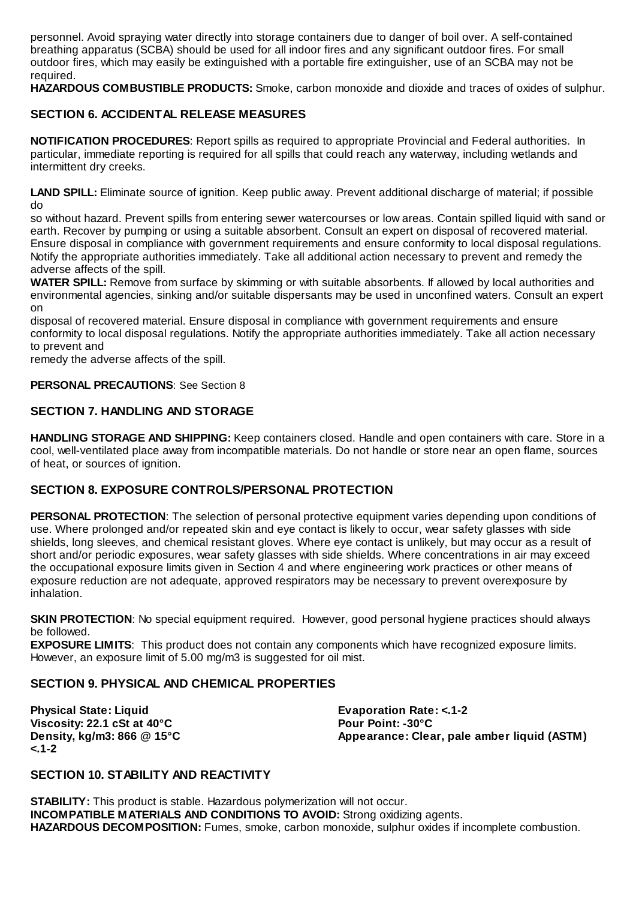personnel. Avoid spraying water directly into storage containers due to danger of boil over. A self-contained breathing apparatus (SCBA) should be used for all indoor fires and any significant outdoor fires. For small outdoor fires, which may easily be extinguished with a portable fire extinguisher, use of an SCBA may not be required.

**HAZARDOUS COMBUSTIBLE PRODUCTS:** Smoke, carbon monoxide and dioxide and traces of oxides of sulphur.

## SECTION 6. ACCIDENTAL RELEASE MEASURES

**NOTIFICATION PROCEDURES**: Report spills as required to appropriate Provincial and Federal authorities. In particular, immediate reporting is required for all spills that could reach any waterway, including wetlands and intermittent dry creeks.

**LAND SPILL:** Eliminate source of ignition. Keep public away. Prevent additional discharge of material; if possible do
so without hazard. Prevent spills from entering sewer watercourses or low areas. Contain spilled liquid with sand or earth. Recover by pumping or using a suitable absorbent. Consult an expert on disposal of recovered material. Ensure disposal in compliance with government requirements and ensure conformity to local disposal regulations. Notify the appropriate authorities immediately. Take all additional action necessary to prevent and remedy the adverse affects of the spill.

**WATER SPILL:** Remove from surface by skimming or with suitable absorbents. If allowed by local authorities and environmental agencies, sinking and/or suitable dispersants may be used in unconfined waters. Consult an expert on
disposal of recovered material. Ensure disposal in compliance with government requirements and ensure conformity to local disposal regulations. Notify the appropriate authorities immediately. Take all action necessary to prevent and
remedy the adverse affects of the spill.

**PERSONAL PRECAUTIONS**: See Section 8

## SECTION 7. HANDLING AND STORAGE

**HANDLING STORAGE AND SHIPPING:** Keep containers closed. Handle and open containers with care. Store in a cool, well-ventilated place away from incompatible materials. Do not handle or store near an open flame, sources of heat, or sources of ignition.

## SECTION 8. EXPOSURE CONTROLS/PERSONAL PROTECTION

**PERSONAL PROTECTION**: The selection of personal protective equipment varies depending upon conditions of use. Where prolonged and/or repeated skin and eye contact is likely to occur, wear safety glasses with side shields, long sleeves, and chemical resistant gloves. Where eye contact is unlikely, but may occur as a result of short and/or periodic exposures, wear safety glasses with side shields. Where concentrations in air may exceed the occupational exposure limits given in Section 4 and where engineering work practices or other means of exposure reduction are not adequate, approved respirators may be necessary to prevent overexposure by inhalation.

**SKIN PROTECTION**: No special equipment required. However, good personal hygiene practices should always be followed.

**EXPOSURE LIMITS**: This product does not contain any components which have recognized exposure limits. However, an exposure limit of 5.00 mg/m3 is suggested for oil mist.

## SECTION 9. PHYSICAL AND CHEMICAL PROPERTIES

**Physical State: Liquid**
**Viscosity: 22.1 cSt at 40°C**
**Density, kg/m3: 866 @ 15°C**
**<.1-2**

**Evaporation Rate: <.1-2**
**Pour Point: -30°C**
**Appearance: Clear, pale amber liquid (ASTM)**

## SECTION 10. STABILITY AND REACTIVITY

**STABILITY:** This product is stable. Hazardous polymerization will not occur.
**INCOMPATIBLE MATERIALS AND CONDITIONS TO AVOID:** Strong oxidizing agents.
**HAZARDOUS DECOMPOSITION:** Fumes, smoke, carbon monoxide, sulphur oxides if incomplete combustion.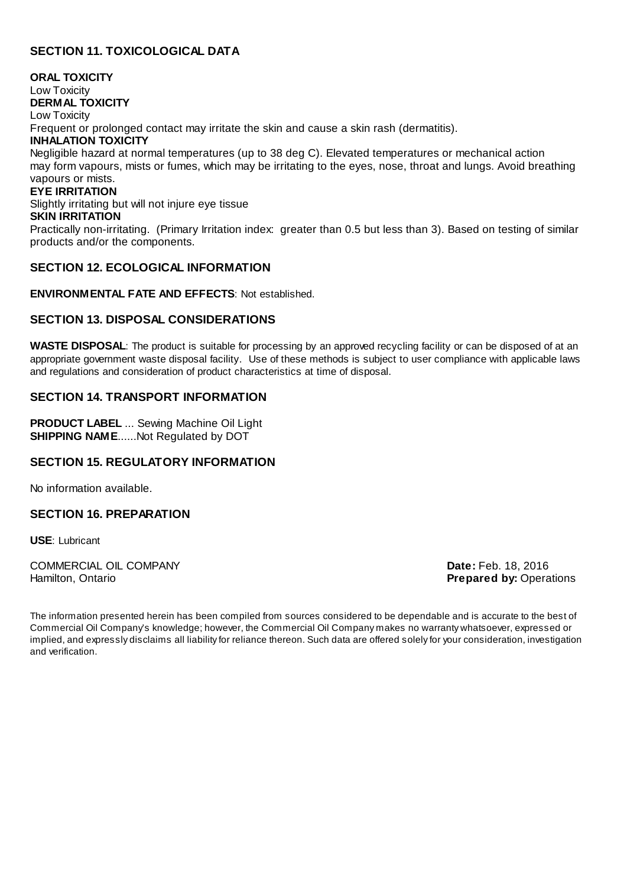## SECTION 11. TOXICOLOGICAL DATA

**ORAL TOXICITY**
Low Toxicity
**DERMAL TOXICITY**
Low Toxicity
Frequent or prolonged contact may irritate the skin and cause a skin rash (dermatitis).
**INHALATION TOXICITY**
Negligible hazard at normal temperatures (up to 38 deg C). Elevated temperatures or mechanical action may form vapours, mists or fumes, which may be irritating to the eyes, nose, throat and lungs. Avoid breathing vapours or mists.
**EYE IRRITATION**
Slightly irritating but will not injure eye tissue
**SKIN IRRITATION**
Practically non-irritating. (Primary Irritation index: greater than 0.5 but less than 3). Based on testing of similar products and/or the components.

## SECTION 12. ECOLOGICAL INFORMATION

**ENVIRONMENTAL FATE AND EFFECTS**: Not established.

## SECTION 13. DISPOSAL CONSIDERATIONS

**WASTE DISPOSAL**: The product is suitable for processing by an approved recycling facility or can be disposed of at an appropriate government waste disposal facility. Use of these methods is subject to user compliance with applicable laws and regulations and consideration of product characteristics at time of disposal.

## SECTION 14. TRANSPORT INFORMATION

**PRODUCT LABEL** ... Sewing Machine Oil Light
**SHIPPING NAME**......Not Regulated by DOT

## SECTION 15. REGULATORY INFORMATION

No information available.

## SECTION 16. PREPARATION

**USE**: Lubricant

COMMERCIAL OIL COMPANY
Hamilton, Ontario

**Date:** Feb. 18, 2016
**Prepared by:** Operations

The information presented herein has been compiled from sources considered to be dependable and is accurate to the best of Commercial Oil Company's knowledge; however, the Commercial Oil Company makes no warranty whatsoever, expressed or implied, and expressly disclaims all liability for reliance thereon. Such data are offered solely for your consideration, investigation and verification.